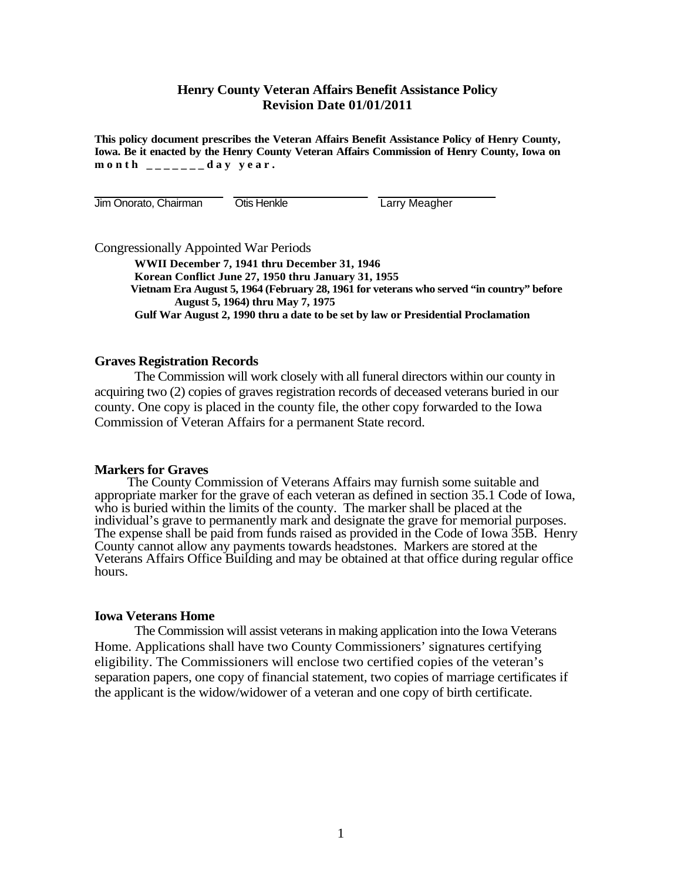# Henry County Veteran Affairs Benefit Assistance Policy
## Revision Date 01/01/2011

**This policy document prescribes the Veteran Affairs Benefit Assistance Policy of Henry County, Iowa. Be it enacted by the Henry County Veteran Affairs Commission of Henry County, Iowa on month _______day year.**

| Jim Onorato, Chairman | Otis Henkle | Larry Meagher |
|---|---|---|

Congressionally Appointed War Periods

**WWII December 7, 1941 thru December 31, 1946**
**Korean Conflict June 27, 1950 thru January 31, 1955**
**Vietnam Era August 5, 1964 (February 28, 1961 for veterans who served "in country" before August 5, 1964) thru May 7, 1975**
**Gulf War August 2, 1990 thru a date to be set by law or Presidential Proclamation**

### Graves Registration Records

The Commission will work closely with all funeral directors within our county in acquiring two (2) copies of graves registration records of deceased veterans buried in our county. One copy is placed in the county file, the other copy forwarded to the Iowa Commission of Veteran Affairs for a permanent State record.

### Markers for Graves

The County Commission of Veterans Affairs may furnish some suitable and appropriate marker for the grave of each veteran as defined in section 35.1 Code of Iowa, who is buried within the limits of the county. The marker shall be placed at the individual's grave to permanently mark and designate the grave for memorial purposes. The expense shall be paid from funds raised as provided in the Code of Iowa 35B. Henry County cannot allow any payments towards headstones. Markers are stored at the Veterans Affairs Office Building and may be obtained at that office during regular office hours.

### Iowa Veterans Home

The Commission will assist veterans in making application into the Iowa Veterans Home. Applications shall have two County Commissioners' signatures certifying eligibility. The Commissioners will enclose two certified copies of the veteran's separation papers, one copy of financial statement, two copies of marriage certificates if the applicant is the widow/widower of a veteran and one copy of birth certificate.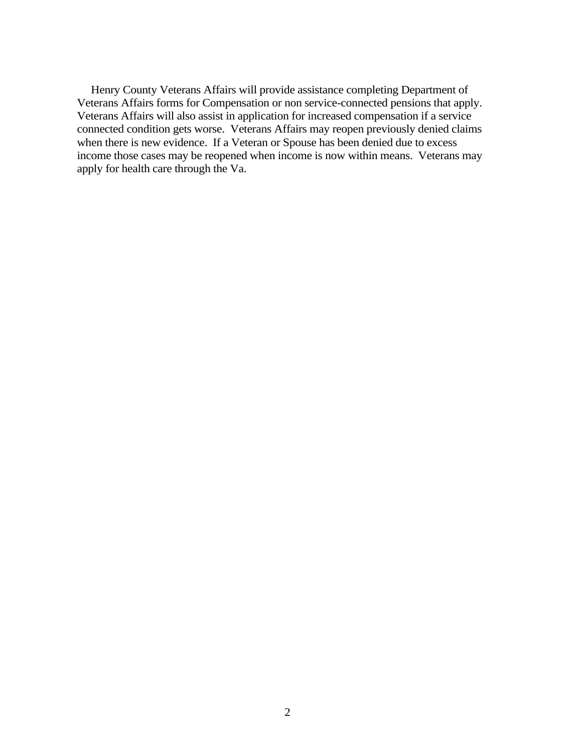Henry County Veterans Affairs will provide assistance completing Department of Veterans Affairs forms for Compensation or non service-connected pensions that apply. Veterans Affairs will also assist in application for increased compensation if a service connected condition gets worse. Veterans Affairs may reopen previously denied claims when there is new evidence. If a Veteran or Spouse has been denied due to excess income those cases may be reopened when income is now within means. Veterans may apply for health care through the Va.